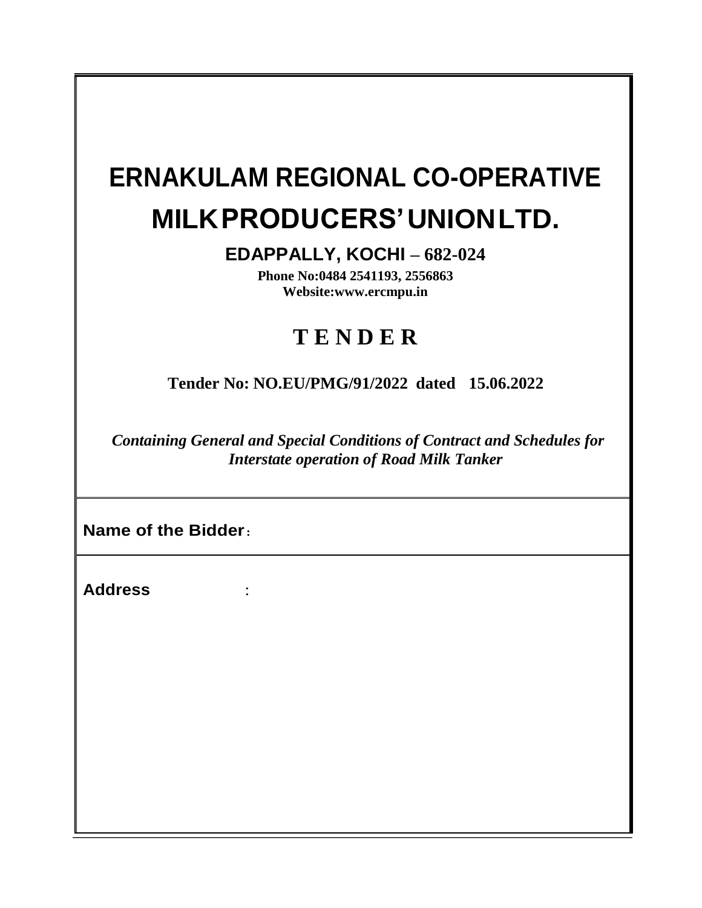# ERNAKULAM REGIONAL CO-OPERATIVE MILK PRODUCERS' UNION LTD.

## EDAPPALLY, KOCHI – 682-024

**Phone No:0484 2541193, 2556863**
**Website:www.ercmpu.in**

## T E N D E R

**Tender No: NO.EU/PMG/91/2022 dated 15.06.2022**

***Containing General and Special Conditions of Contract and Schedules for Interstate operation of Road Milk Tanker***

**Name of the Bidder** :

**Address** :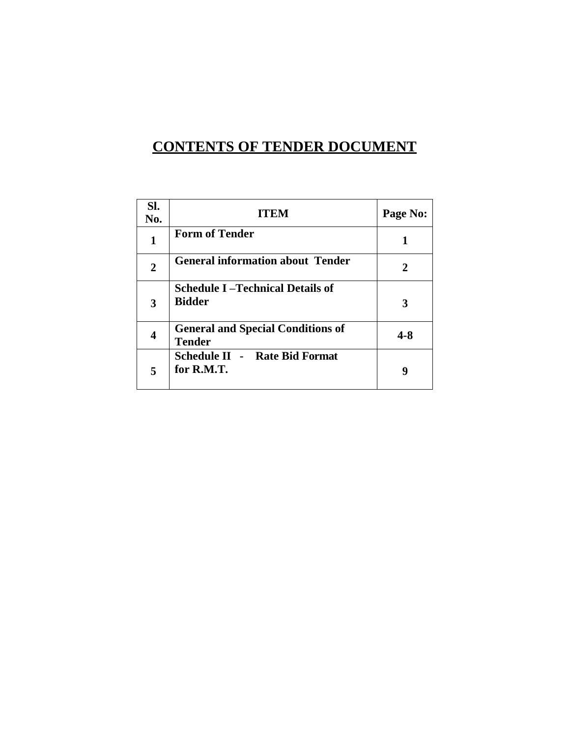# CONTENTS OF TENDER DOCUMENT

| Sl. No. | ITEM | Page No: |
|---|---|---|
| 1 | Form of Tender | 1 |
| 2 | General information about Tender | 2 |
| 3 | Schedule I –Technical Details of Bidder | 3 |
| 4 | General and Special Conditions of Tender | 4-8 |
| 5 | Schedule II - Rate Bid Format for R.M.T. | 9 |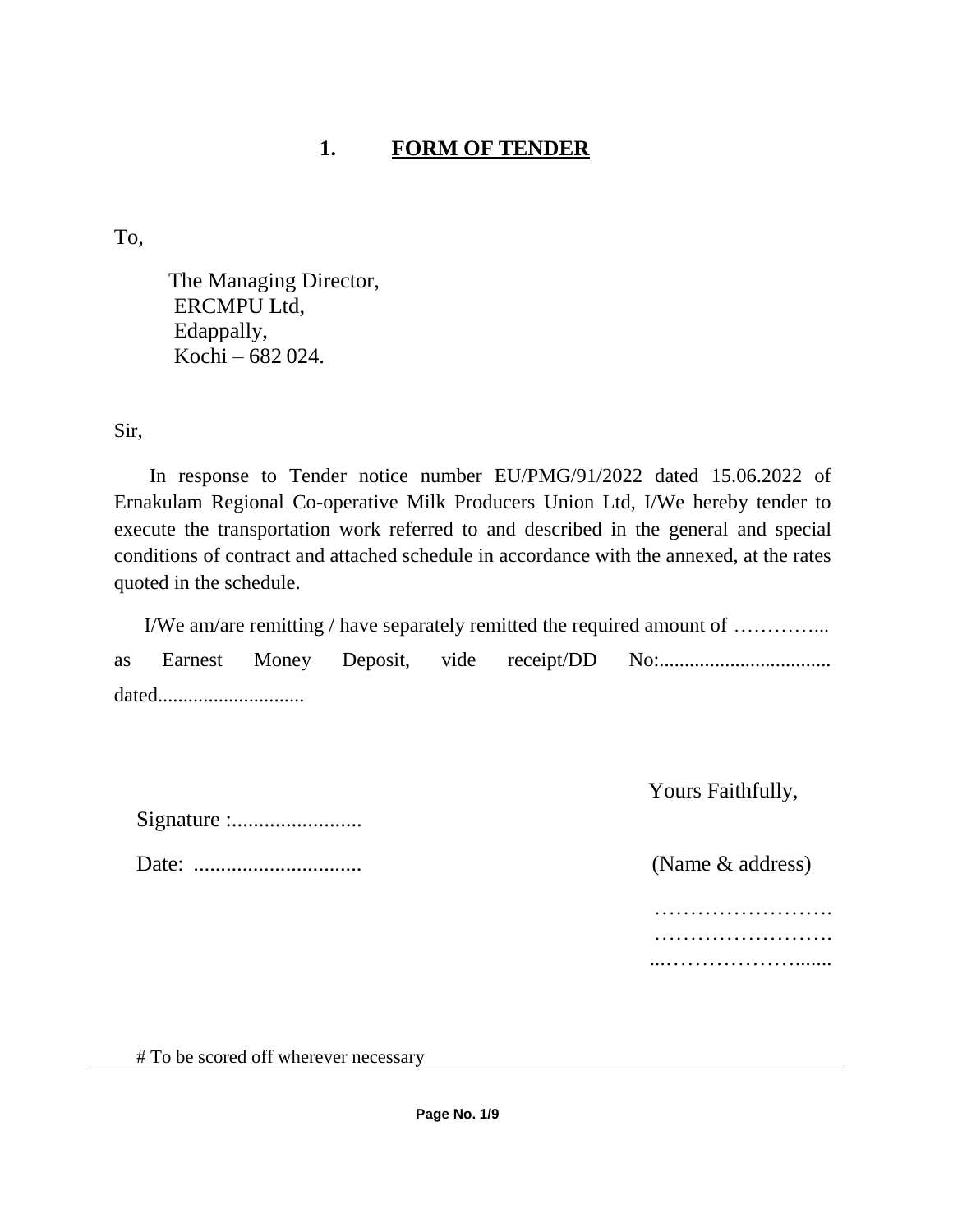## 1. FORM OF TENDER

To,

The Managing Director,
ERCMPU Ltd,
Edappally,
Kochi – 682 024.

Sir,

In response to Tender notice number EU/PMG/91/2022 dated 15.06.2022 of Ernakulam Regional Co-operative Milk Producers Union Ltd, I/We hereby tender to execute the transportation work referred to and described in the general and special conditions of contract and attached schedule in accordance with the annexed, at the rates quoted in the schedule.

I/We am/are remitting / have separately remitted the required amount of …………... as Earnest Money Deposit, vide receipt/DD No:.................................. dated.............................

Yours Faithfully,

Signature :........................

Date: ...............................

(Name & address)

…………………….
…………………….
...………………….......

# To be scored off wherever necessary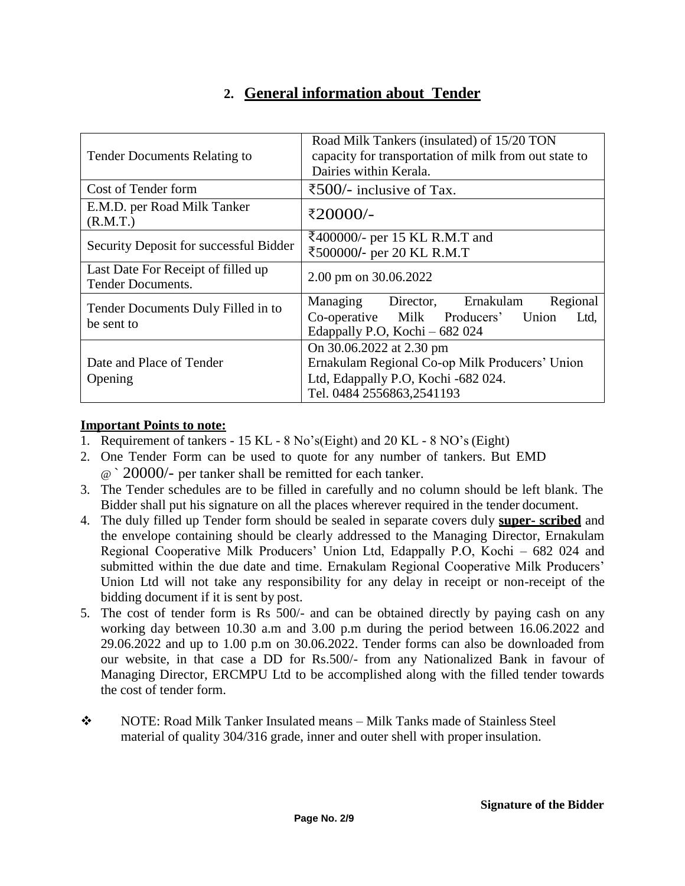## 2. General information about Tender

| | |
|---|---|
| Tender Documents Relating to | Road Milk Tankers (insulated) of 15/20 TON capacity for transportation of milk from out state to Dairies within Kerala. |
| Cost of Tender form | ₹500/- inclusive of Tax. |
| E.M.D. per Road Milk Tanker (R.M.T.) | ₹20000/- |
| Security Deposit for successful Bidder | ₹400000/- per 15 KL R.M.T and ₹500000/- per 20 KL R.M.T |
| Last Date For Receipt of filled up Tender Documents. | 2.00 pm on 30.06.2022 |
| Tender Documents Duly Filled in to be sent to | Managing Director, Ernakulam Regional Co-operative Milk Producers' Union Ltd, Edappally P.O, Kochi – 682 024 |
| Date and Place of Tender Opening | On 30.06.2022 at 2.30 pm<br>Ernakulam Regional Co-op Milk Producers' Union Ltd, Edappally P.O, Kochi -682 024.<br>Tel. 0484 2556863,2541193 |

**Important Points to note:**

1. Requirement of tankers - 15 KL - 8 No's(Eight) and 20 KL - 8 NO's (Eight)
2. One Tender Form can be used to quote for any number of tankers. But EMD @ ` 20000/- per tanker shall be remitted for each tanker.
3. The Tender schedules are to be filled in carefully and no column should be left blank. The Bidder shall put his signature on all the places wherever required in the tender document.
4. The duly filled up Tender form should be sealed in separate covers duly **super- scribed** and the envelope containing should be clearly addressed to the Managing Director, Ernakulam Regional Cooperative Milk Producers' Union Ltd, Edappally P.O, Kochi – 682 024 and submitted within the due date and time. Ernakulam Regional Cooperative Milk Producers' Union Ltd will not take any responsibility for any delay in receipt or non-receipt of the bidding document if it is sent by post.
5. The cost of tender form is Rs 500/- and can be obtained directly by paying cash on any working day between 10.30 a.m and 3.00 p.m during the period between 16.06.2022 and 29.06.2022 and up to 1.00 p.m on 30.06.2022. Tender forms can also be downloaded from our website, in that case a DD for Rs.500/- from any Nationalized Bank in favour of Managing Director, ERCMPU Ltd to be accomplished along with the filled tender towards the cost of tender form.

❖ NOTE: Road Milk Tanker Insulated means – Milk Tanks made of Stainless Steel material of quality 304/316 grade, inner and outer shell with proper insulation.

**Signature of the Bidder**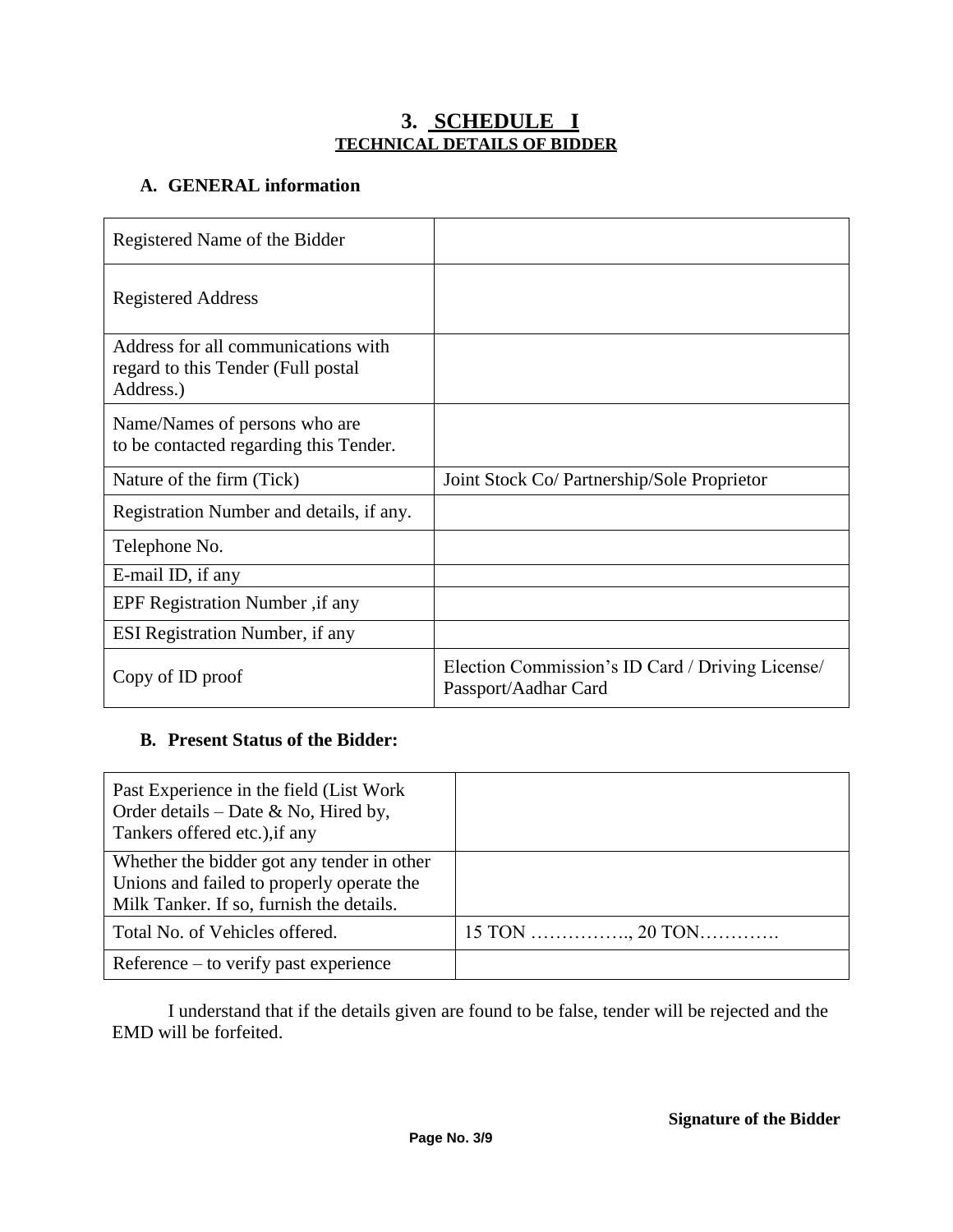# 3. SCHEDULE I

## TECHNICAL DETAILS OF BIDDER

### A. GENERAL information

| | |
|---|---|
| Registered Name of the Bidder | |
| Registered Address | |
| Address for all communications with regard to this Tender (Full postal Address.) | |
| Name/Names of persons who are to be contacted regarding this Tender. | |
| Nature of the firm (Tick) | Joint Stock Co/ Partnership/Sole Proprietor |
| Registration Number and details, if any. | |
| Telephone No. | |
| E-mail ID, if any | |
| EPF Registration Number ,if any | |
| ESI Registration Number, if any | |
| Copy of ID proof | Election Commission's ID Card / Driving License/ Passport/Aadhar Card |

### B. Present Status of the Bidder:

| | |
|---|---|
| Past Experience in the field (List Work Order details – Date & No, Hired by, Tankers offered etc.),if any | |
| Whether the bidder got any tender in other Unions and failed to properly operate the Milk Tanker. If so, furnish the details. | |
| Total No. of Vehicles offered. | 15 TON ……………., 20 TON…………. |
| Reference – to verify past experience | |

I understand that if the details given are found to be false, tender will be rejected and the EMD will be forfeited.

**Signature of the Bidder**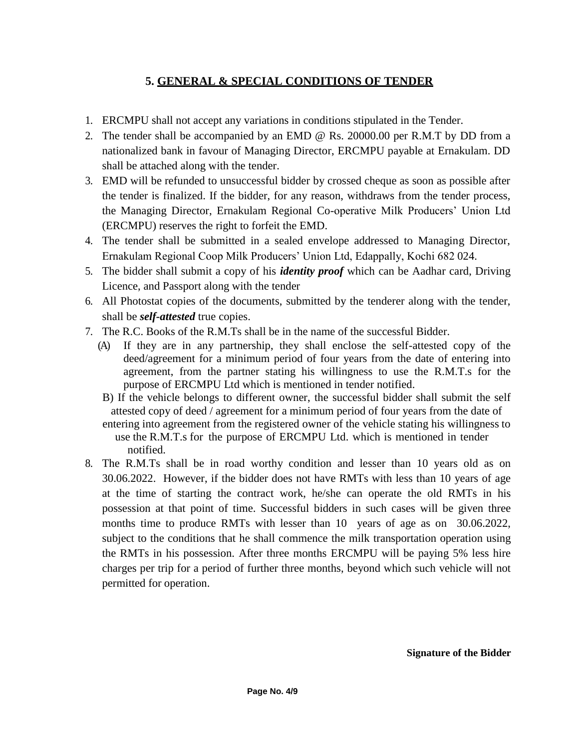## 5. GENERAL & SPECIAL CONDITIONS OF TENDER

1. ERCMPU shall not accept any variations in conditions stipulated in the Tender.
2. The tender shall be accompanied by an EMD @ Rs. 20000.00 per R.M.T by DD from a nationalized bank in favour of Managing Director, ERCMPU payable at Ernakulam. DD shall be attached along with the tender.
3. EMD will be refunded to unsuccessful bidder by crossed cheque as soon as possible after the tender is finalized. If the bidder, for any reason, withdraws from the tender process, the Managing Director, Ernakulam Regional Co-operative Milk Producers' Union Ltd (ERCMPU) reserves the right to forfeit the EMD.
4. The tender shall be submitted in a sealed envelope addressed to Managing Director, Ernakulam Regional Coop Milk Producers' Union Ltd, Edappally, Kochi 682 024.
5. The bidder shall submit a copy of his ***identity proof*** which can be Aadhar card, Driving Licence, and Passport along with the tender
6. All Photostat copies of the documents, submitted by the tenderer along with the tender, shall be ***self-attested*** true copies.
7. The R.C. Books of the R.M.Ts shall be in the name of the successful Bidder.
   (A) If they are in any partnership, they shall enclose the self-attested copy of the deed/agreement for a minimum period of four years from the date of entering into agreement, from the partner stating his willingness to use the R.M.T.s for the purpose of ERCMPU Ltd which is mentioned in tender notified.
   B) If the vehicle belongs to different owner, the successful bidder shall submit the self attested copy of deed / agreement for a minimum period of four years from the date of entering into agreement from the registered owner of the vehicle stating his willingness to use the R.M.T.s for the purpose of ERCMPU Ltd. which is mentioned in tender notified.
8. The R.M.Ts shall be in road worthy condition and lesser than 10 years old as on 30.06.2022. However, if the bidder does not have RMTs with less than 10 years of age at the time of starting the contract work, he/she can operate the old RMTs in his possession at that point of time. Successful bidders in such cases will be given three months time to produce RMTs with lesser than 10 years of age as on 30.06.2022, subject to the conditions that he shall commence the milk transportation operation using the RMTs in his possession. After three months ERCMPU will be paying 5% less hire charges per trip for a period of further three months, beyond which such vehicle will not permitted for operation.

**Signature of the Bidder**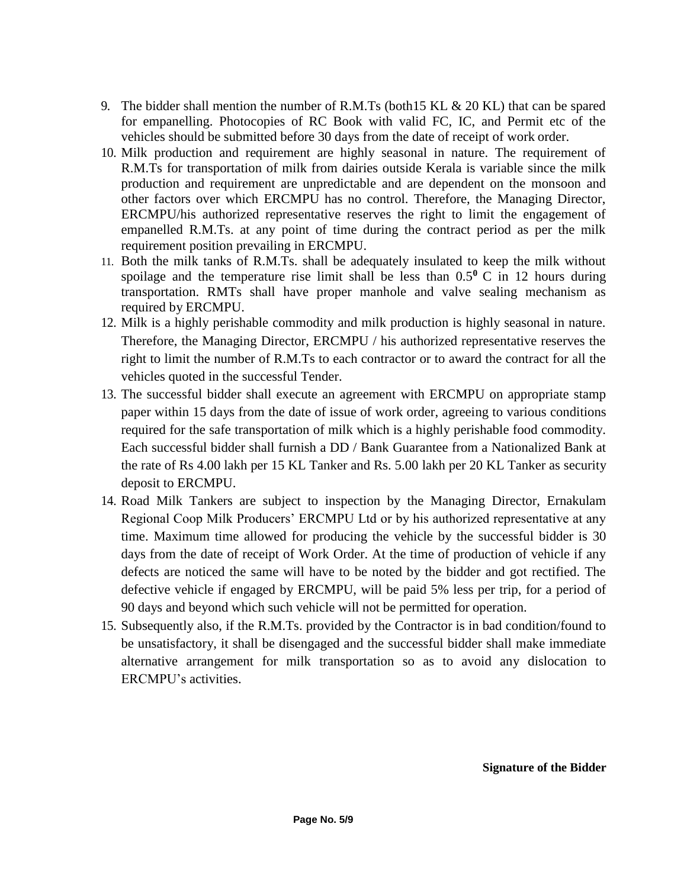9. The bidder shall mention the number of R.M.Ts (both15 KL & 20 KL) that can be spared for empanelling. Photocopies of RC Book with valid FC, IC, and Permit etc of the vehicles should be submitted before 30 days from the date of receipt of work order.
10. Milk production and requirement are highly seasonal in nature. The requirement of R.M.Ts for transportation of milk from dairies outside Kerala is variable since the milk production and requirement are unpredictable and are dependent on the monsoon and other factors over which ERCMPU has no control. Therefore, the Managing Director, ERCMPU/his authorized representative reserves the right to limit the engagement of empanelled R.M.Ts. at any point of time during the contract period as per the milk requirement position prevailing in ERCMPU.
11. Both the milk tanks of R.M.Ts. shall be adequately insulated to keep the milk without spoilage and the temperature rise limit shall be less than $0.5^0$ C in 12 hours during transportation. RMTs shall have proper manhole and valve sealing mechanism as required by ERCMPU.
12. Milk is a highly perishable commodity and milk production is highly seasonal in nature. Therefore, the Managing Director, ERCMPU / his authorized representative reserves the right to limit the number of R.M.Ts to each contractor or to award the contract for all the vehicles quoted in the successful Tender.
13. The successful bidder shall execute an agreement with ERCMPU on appropriate stamp paper within 15 days from the date of issue of work order, agreeing to various conditions required for the safe transportation of milk which is a highly perishable food commodity. Each successful bidder shall furnish a DD / Bank Guarantee from a Nationalized Bank at the rate of Rs 4.00 lakh per 15 KL Tanker and Rs. 5.00 lakh per 20 KL Tanker as security deposit to ERCMPU.
14. Road Milk Tankers are subject to inspection by the Managing Director, Ernakulam Regional Coop Milk Producers' ERCMPU Ltd or by his authorized representative at any time. Maximum time allowed for producing the vehicle by the successful bidder is 30 days from the date of receipt of Work Order. At the time of production of vehicle if any defects are noticed the same will have to be noted by the bidder and got rectified. The defective vehicle if engaged by ERCMPU, will be paid 5% less per trip, for a period of 90 days and beyond which such vehicle will not be permitted for operation.
15. Subsequently also, if the R.M.Ts. provided by the Contractor is in bad condition/found to be unsatisfactory, it shall be disengaged and the successful bidder shall make immediate alternative arrangement for milk transportation so as to avoid any dislocation to ERCMPU's activities.

**Signature of the Bidder**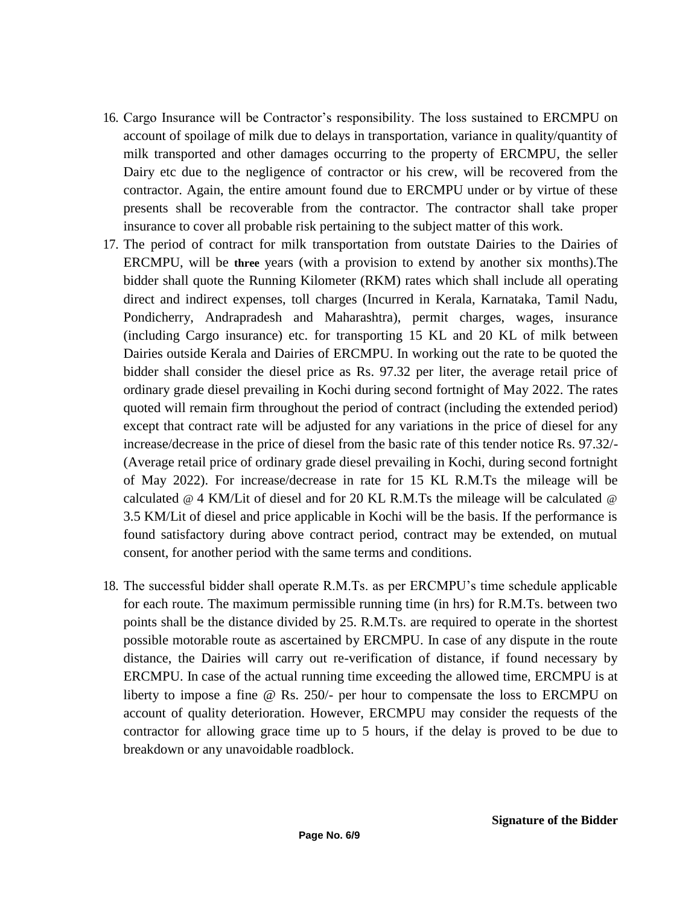16. Cargo Insurance will be Contractor's responsibility. The loss sustained to ERCMPU on account of spoilage of milk due to delays in transportation, variance in quality/quantity of milk transported and other damages occurring to the property of ERCMPU, the seller Dairy etc due to the negligence of contractor or his crew, will be recovered from the contractor. Again, the entire amount found due to ERCMPU under or by virtue of these presents shall be recoverable from the contractor. The contractor shall take proper insurance to cover all probable risk pertaining to the subject matter of this work.
17. The period of contract for milk transportation from outstate Dairies to the Dairies of ERCMPU, will be **three** years (with a provision to extend by another six months).The bidder shall quote the Running Kilometer (RKM) rates which shall include all operating direct and indirect expenses, toll charges (Incurred in Kerala, Karnataka, Tamil Nadu, Pondicherry, Andrapradesh and Maharashtra), permit charges, wages, insurance (including Cargo insurance) etc. for transporting 15 KL and 20 KL of milk between Dairies outside Kerala and Dairies of ERCMPU. In working out the rate to be quoted the bidder shall consider the diesel price as Rs. 97.32 per liter, the average retail price of ordinary grade diesel prevailing in Kochi during second fortnight of May 2022. The rates quoted will remain firm throughout the period of contract (including the extended period) except that contract rate will be adjusted for any variations in the price of diesel for any increase/decrease in the price of diesel from the basic rate of this tender notice Rs. 97.32/- (Average retail price of ordinary grade diesel prevailing in Kochi, during second fortnight of May 2022). For increase/decrease in rate for 15 KL R.M.Ts the mileage will be calculated @ 4 KM/Lit of diesel and for 20 KL R.M.Ts the mileage will be calculated @ 3.5 KM/Lit of diesel and price applicable in Kochi will be the basis. If the performance is found satisfactory during above contract period, contract may be extended, on mutual consent, for another period with the same terms and conditions.
18. The successful bidder shall operate R.M.Ts. as per ERCMPU's time schedule applicable for each route. The maximum permissible running time (in hrs) for R.M.Ts. between two points shall be the distance divided by 25. R.M.Ts. are required to operate in the shortest possible motorable route as ascertained by ERCMPU. In case of any dispute in the route distance, the Dairies will carry out re-verification of distance, if found necessary by ERCMPU. In case of the actual running time exceeding the allowed time, ERCMPU is at liberty to impose a fine @ Rs. 250/- per hour to compensate the loss to ERCMPU on account of quality deterioration. However, ERCMPU may consider the requests of the contractor for allowing grace time up to 5 hours, if the delay is proved to be due to breakdown or any unavoidable roadblock.

**Signature of the Bidder**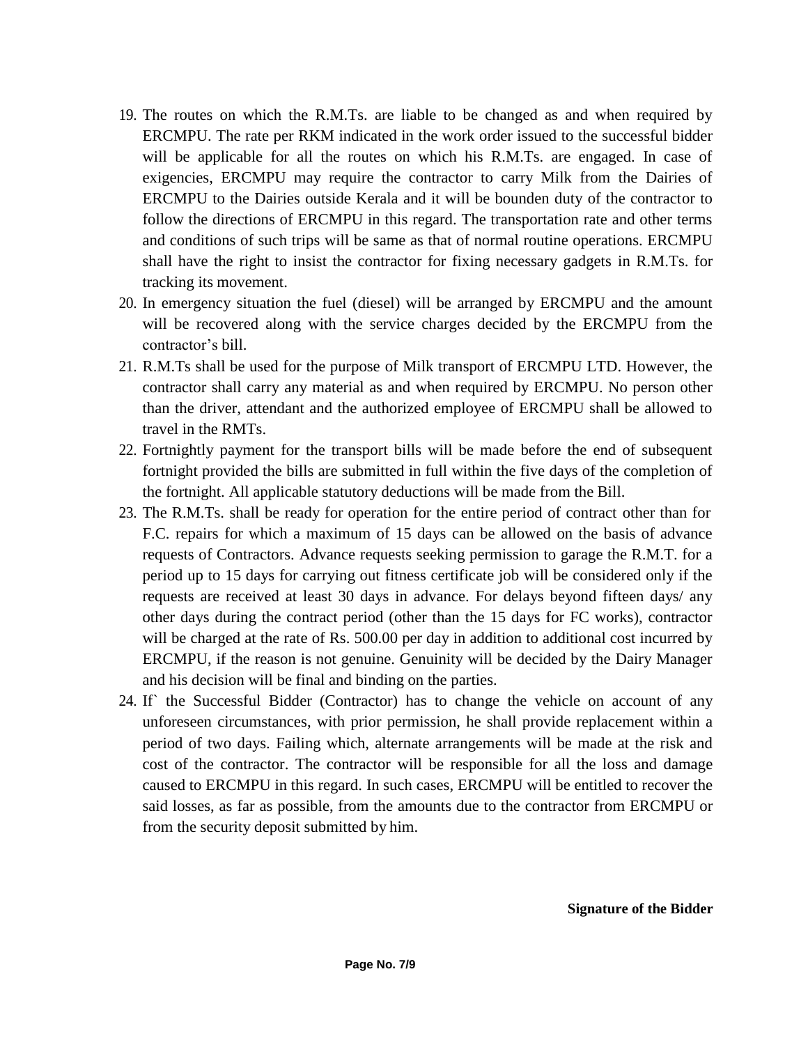19. The routes on which the R.M.Ts. are liable to be changed as and when required by ERCMPU. The rate per RKM indicated in the work order issued to the successful bidder will be applicable for all the routes on which his R.M.Ts. are engaged. In case of exigencies, ERCMPU may require the contractor to carry Milk from the Dairies of ERCMPU to the Dairies outside Kerala and it will be bounden duty of the contractor to follow the directions of ERCMPU in this regard. The transportation rate and other terms and conditions of such trips will be same as that of normal routine operations. ERCMPU shall have the right to insist the contractor for fixing necessary gadgets in R.M.Ts. for tracking its movement.
20. In emergency situation the fuel (diesel) will be arranged by ERCMPU and the amount will be recovered along with the service charges decided by the ERCMPU from the contractor's bill.
21. R.M.Ts shall be used for the purpose of Milk transport of ERCMPU LTD. However, the contractor shall carry any material as and when required by ERCMPU. No person other than the driver, attendant and the authorized employee of ERCMPU shall be allowed to travel in the RMTs.
22. Fortnightly payment for the transport bills will be made before the end of subsequent fortnight provided the bills are submitted in full within the five days of the completion of the fortnight. All applicable statutory deductions will be made from the Bill.
23. The R.M.Ts. shall be ready for operation for the entire period of contract other than for F.C. repairs for which a maximum of 15 days can be allowed on the basis of advance requests of Contractors. Advance requests seeking permission to garage the R.M.T. for a period up to 15 days for carrying out fitness certificate job will be considered only if the requests are received at least 30 days in advance. For delays beyond fifteen days/ any other days during the contract period (other than the 15 days for FC works), contractor will be charged at the rate of Rs. 500.00 per day in addition to additional cost incurred by ERCMPU, if the reason is not genuine. Genuinity will be decided by the Dairy Manager and his decision will be final and binding on the parties.
24. If` the Successful Bidder (Contractor) has to change the vehicle on account of any unforeseen circumstances, with prior permission, he shall provide replacement within a period of two days. Failing which, alternate arrangements will be made at the risk and cost of the contractor. The contractor will be responsible for all the loss and damage caused to ERCMPU in this regard. In such cases, ERCMPU will be entitled to recover the said losses, as far as possible, from the amounts due to the contractor from ERCMPU or from the security deposit submitted by him.

**Signature of the Bidder**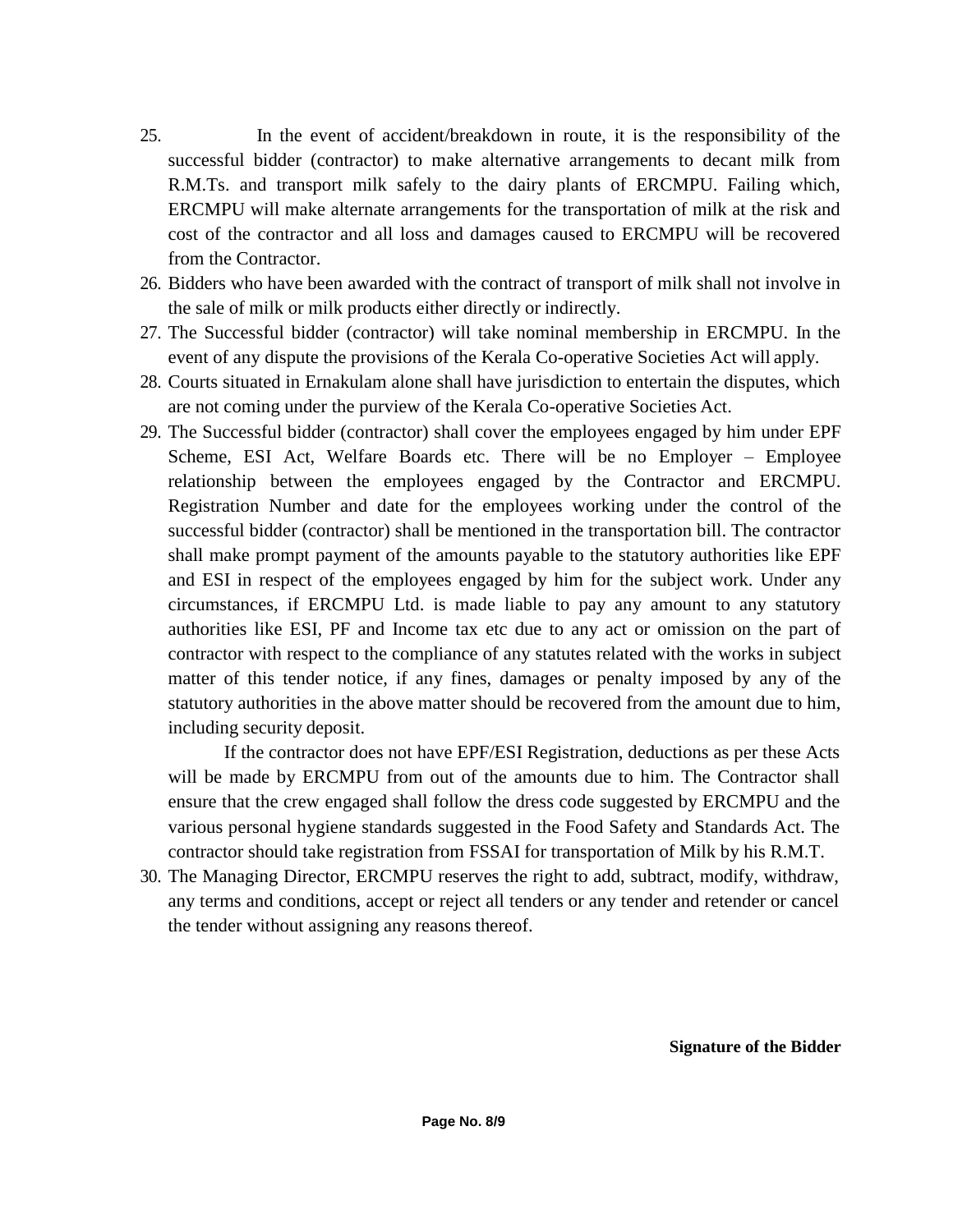25. In the event of accident/breakdown in route, it is the responsibility of the successful bidder (contractor) to make alternative arrangements to decant milk from R.M.Ts. and transport milk safely to the dairy plants of ERCMPU. Failing which, ERCMPU will make alternate arrangements for the transportation of milk at the risk and cost of the contractor and all loss and damages caused to ERCMPU will be recovered from the Contractor.
26. Bidders who have been awarded with the contract of transport of milk shall not involve in the sale of milk or milk products either directly or indirectly.
27. The Successful bidder (contractor) will take nominal membership in ERCMPU. In the event of any dispute the provisions of the Kerala Co-operative Societies Act will apply.
28. Courts situated in Ernakulam alone shall have jurisdiction to entertain the disputes, which are not coming under the purview of the Kerala Co-operative Societies Act.
29. The Successful bidder (contractor) shall cover the employees engaged by him under EPF Scheme, ESI Act, Welfare Boards etc. There will be no Employer – Employee relationship between the employees engaged by the Contractor and ERCMPU. Registration Number and date for the employees working under the control of the successful bidder (contractor) shall be mentioned in the transportation bill. The contractor shall make prompt payment of the amounts payable to the statutory authorities like EPF and ESI in respect of the employees engaged by him for the subject work. Under any circumstances, if ERCMPU Ltd. is made liable to pay any amount to any statutory authorities like ESI, PF and Income tax etc due to any act or omission on the part of contractor with respect to the compliance of any statutes related with the works in subject matter of this tender notice, if any fines, damages or penalty imposed by any of the statutory authorities in the above matter should be recovered from the amount due to him, including security deposit.

    If the contractor does not have EPF/ESI Registration, deductions as per these Acts will be made by ERCMPU from out of the amounts due to him. The Contractor shall ensure that the crew engaged shall follow the dress code suggested by ERCMPU and the various personal hygiene standards suggested in the Food Safety and Standards Act. The contractor should take registration from FSSAI for transportation of Milk by his R.M.T.
30. The Managing Director, ERCMPU reserves the right to add, subtract, modify, withdraw, any terms and conditions, accept or reject all tenders or any tender and retender or cancel the tender without assigning any reasons thereof.

**Signature of the Bidder**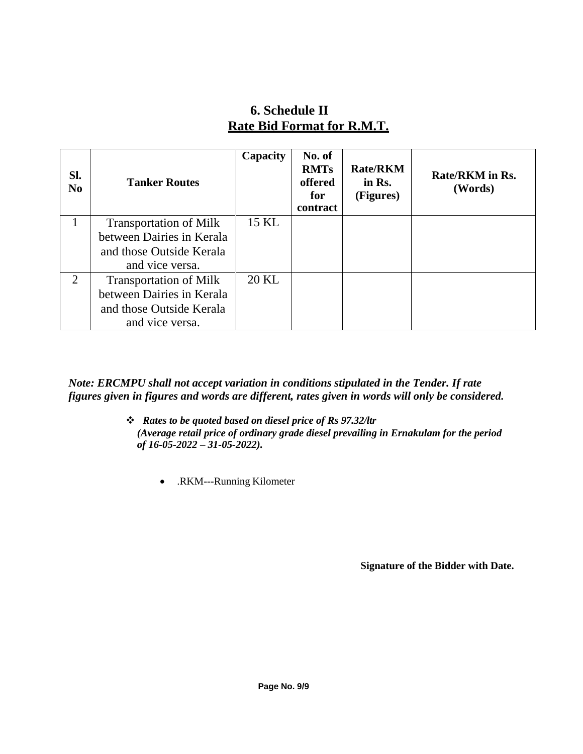## 6. Schedule II

## Rate Bid Format for R.M.T.

| Sl. No | Tanker Routes | Capacity | No. of RMTs offered for contract | Rate/RKM in Rs. (Figures) | Rate/RKM in Rs. (Words) |
|---|---|---|---|---|---|
| 1 | Transportation of Milk between Dairies in Kerala and those Outside Kerala and vice versa. | 15 KL | | | |
| 2 | Transportation of Milk between Dairies in Kerala and those Outside Kerala and vice versa. | 20 KL | | | |

***Note: ERCMPU shall not accept variation in conditions stipulated in the Tender. If rate figures given in figures and words are different, rates given in words will only be considered.***

- ***Rates to be quoted based on diesel price of Rs 97.32/ltr (Average retail price of ordinary grade diesel prevailing in Ernakulam for the period of 16-05-2022 – 31-05-2022).***

- .RKM---Running Kilometer

**Signature of the Bidder with Date.**